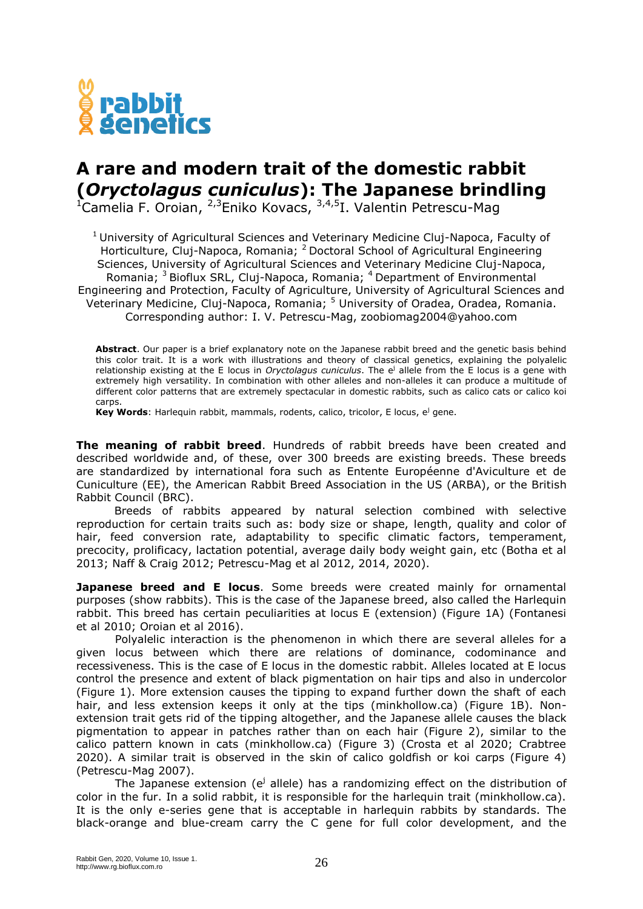# A rare and modern trait of the domestic rabbit (*Oryctolagus cuniculus*): The Japanese brindling

[1]Camelia F. Oroian, [2,3]Eniko Kovacs, [3,4,5]I. Valentin Petrescu-Mag

[1] University of Agricultural Sciences and Veterinary Medicine Cluj-Napoca, Faculty of Horticulture, Cluj-Napoca, Romania; [2] Doctoral School of Agricultural Engineering Sciences, University of Agricultural Sciences and Veterinary Medicine Cluj-Napoca, Romania; [3] Bioflux SRL, Cluj-Napoca, Romania; [4] Department of Environmental Engineering and Protection, Faculty of Agriculture, University of Agricultural Sciences and Veterinary Medicine, Cluj-Napoca, Romania; [5] University of Oradea, Oradea, Romania. Corresponding author: I. V. Petrescu-Mag, zoobiomag2004@yahoo.com

**Abstract**. Our paper is a brief explanatory note on the Japanese rabbit breed and the genetic basis behind this color trait. It is a work with illustrations and theory of classical genetics, explaining the polyalelic relationship existing at the E locus in *Oryctolagus cuniculus*. The $e^j$ allele from the E locus is a gene with extremely high versatility. In combination with other alleles and non-alleles it can produce a multitude of different color patterns that are extremely spectacular in domestic rabbits, such as calico cats or calico koi carps.

**Key Words**: Harlequin rabbit, mammals, rodents, calico, tricolor, E locus, $e^j$ gene.

**The meaning of rabbit breed**. Hundreds of rabbit breeds have been created and described worldwide and, of these, over 300 breeds are existing breeds. These breeds are standardized by international fora such as Entente Européenne d'Aviculture et de Cuniculture (EE), the American Rabbit Breed Association in the US (ARBA), or the British Rabbit Council (BRC).

Breeds of rabbits appeared by natural selection combined with selective reproduction for certain traits such as: body size or shape, length, quality and color of hair, feed conversion rate, adaptability to specific climatic factors, temperament, precocity, prolificacy, lactation potential, average daily body weight gain, etc (Botha et al 2013; Naff & Craig 2012; Petrescu-Mag et al 2012, 2014, 2020).

**Japanese breed and E locus**. Some breeds were created mainly for ornamental purposes (show rabbits). This is the case of the Japanese breed, also called the Harlequin rabbit. This breed has certain peculiarities at locus E (extension) (Figure 1A) (Fontanesi et al 2010; Oroian et al 2016).

Polyalelic interaction is the phenomenon in which there are several alleles for a given locus between which there are relations of dominance, codominance and recessiveness. This is the case of E locus in the domestic rabbit. Alleles located at E locus control the presence and extent of black pigmentation on hair tips and also in undercolor (Figure 1). More extension causes the tipping to expand further down the shaft of each hair, and less extension keeps it only at the tips (minkhollow.ca) (Figure 1B). Non-extension trait gets rid of the tipping altogether, and the Japanese allele causes the black pigmentation to appear in patches rather than on each hair (Figure 2), similar to the calico pattern known in cats (minkhollow.ca) (Figure 3) (Crosta et al 2020; Crabtree 2020). A similar trait is observed in the skin of calico goldfish or koi carps (Figure 4) (Petrescu-Mag 2007).

The Japanese extension ($e^j$ allele) has a randomizing effect on the distribution of color in the fur. In a solid rabbit, it is responsible for the harlequin trait (minkhollow.ca). It is the only e-series gene that is acceptable in harlequin rabbits by standards. The black-orange and blue-cream carry the C gene for full color development, and the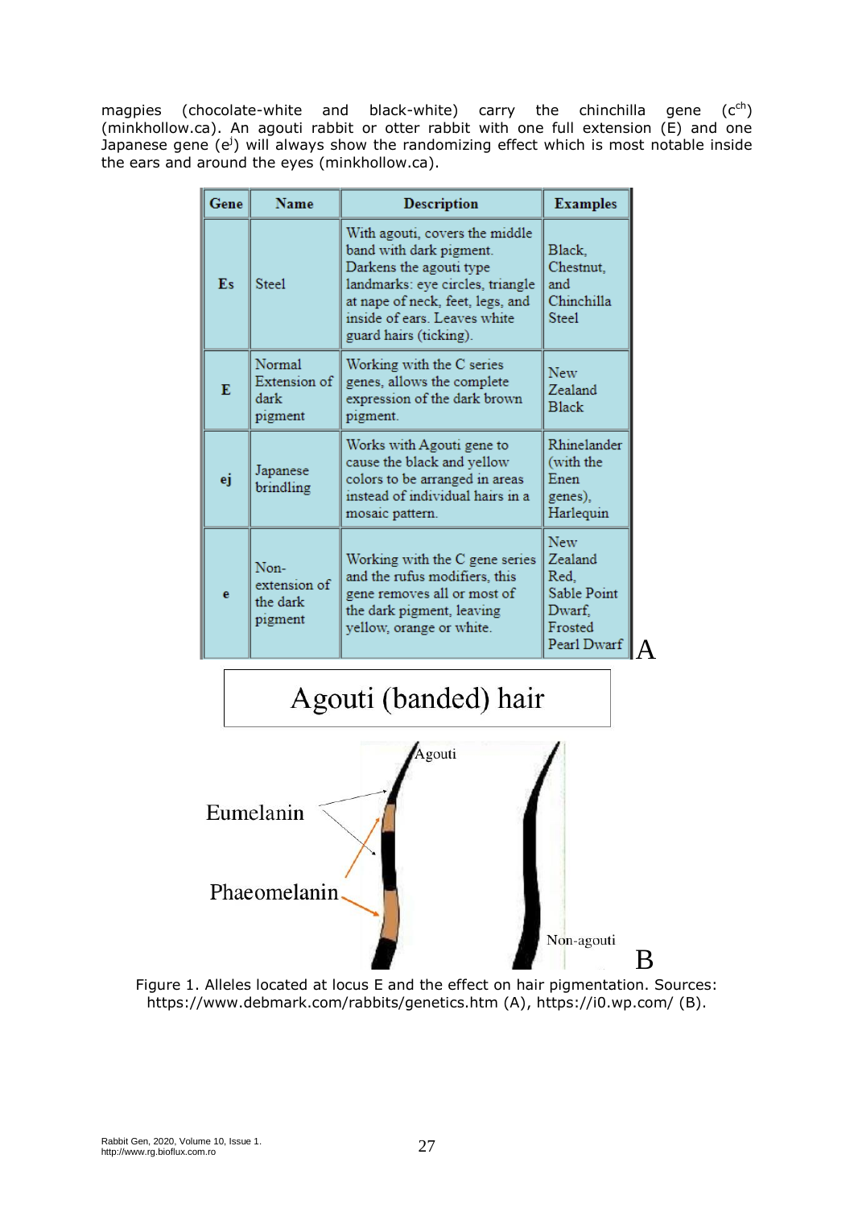magpies (chocolate-white and black-white) carry the chinchilla gene ($c^{ch}$) (minkhollow.ca). An agouti rabbit or otter rabbit with one full extension (E) and one Japanese gene ($e^j$) will always show the randomizing effect which is most notable inside the ears and around the eyes (minkhollow.ca).

| Gene | Name | Description | Examples |
| --- | --- | --- | --- |
| Es | Steel | With agouti, covers the middle band with dark pigment. Darkens the agouti type landmarks: eye circles, triangle at nape of neck, feet, legs, and inside of ears. Leaves white guard hairs (ticking). | Black, Chestnut, and Chinchilla Steel |
| E | Normal Extension of dark pigment | Working with the C series genes, allows the complete expression of the dark brown pigment. | New Zealand Black |
| ej | Japanese brindling | Works with Agouti gene to cause the black and yellow colors to be arranged in areas instead of individual hairs in a mosaic pattern. | Rhinelander (with the Enen genes), Harlequin |
| e | Non-extension of the dark pigment | Working with the C gene series and the rufus modifiers, this gene removes all or most of the dark pigment, leaving yellow, orange or white. | New Zealand Red, Sable Point Dwarf, Frosted Pearl Dwarf |

A

Agouti (banded) hair

Agouti

Eumelanin

Phaeomelanin

Non-agouti

B

Figure 1. Alleles located at locus E and the effect on hair pigmentation. Sources: https://www.debmark.com/rabbits/genetics.htm (A), https://i0.wp.com/ (B).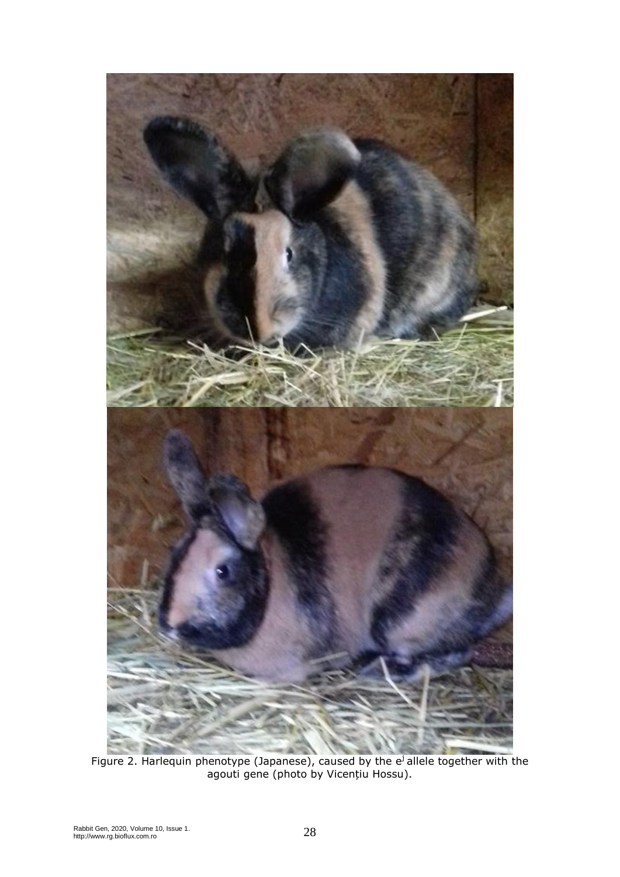Figure 2. Harlequin phenotype (Japanese), caused by the $e^j$ allele together with the agouti gene (photo by Vicențiu Hossu).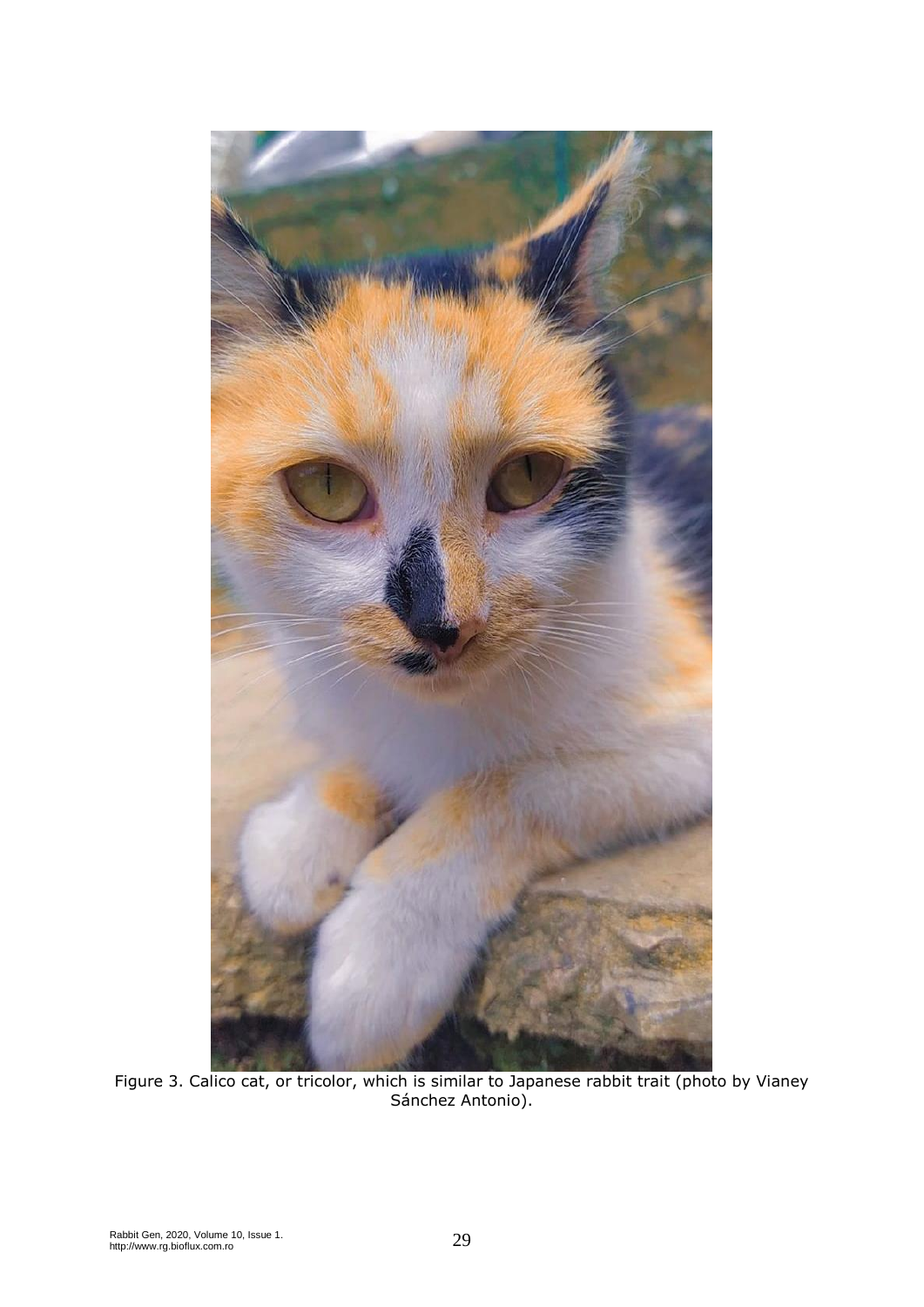Figure 3. Calico cat, or tricolor, which is similar to Japanese rabbit trait (photo by Vianey Sánchez Antonio).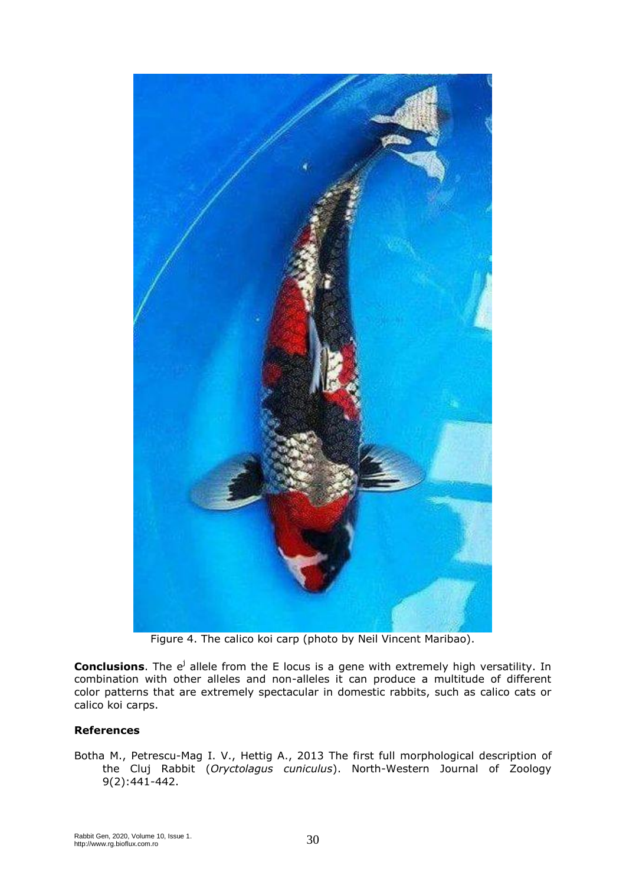Figure 4. The calico koi carp (photo by Neil Vincent Maribao).

**Conclusions**. The $e^j$ allele from the E locus is a gene with extremely high versatility. In combination with other alleles and non-alleles it can produce a multitude of different color patterns that are extremely spectacular in domestic rabbits, such as calico cats or calico koi carps.

## References

Botha M., Petrescu-Mag I. V., Hettig A., 2013 The first full morphological description of the Cluj Rabbit (*Oryctolagus cuniculus*). North-Western Journal of Zoology 9(2):441-442.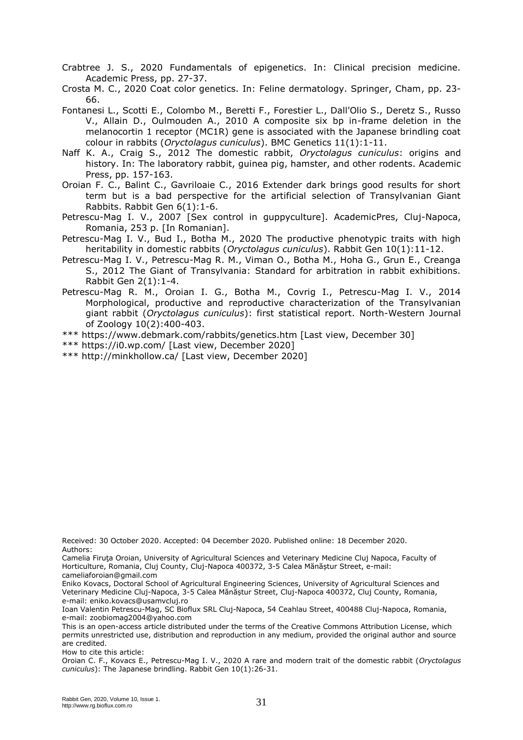Crabtree J. S., 2020 Fundamentals of epigenetics. In: Clinical precision medicine. Academic Press, pp. 27-37.

Crosta M. C., 2020 Coat color genetics. In: Feline dermatology. Springer, Cham, pp. 23-66.

Fontanesi L., Scotti E., Colombo M., Beretti F., Forestier L., Dall'Olio S., Deretz S., Russo V., Allain D., Oulmouden A., 2010 A composite six bp in-frame deletion in the melanocortin 1 receptor (MC1R) gene is associated with the Japanese brindling coat colour in rabbits (*Oryctolagus cuniculus*). BMC Genetics 11(1):1-11.

Naff K. A., Craig S., 2012 The domestic rabbit, *Oryctolagus cuniculus*: origins and history. In: The laboratory rabbit, guinea pig, hamster, and other rodents. Academic Press, pp. 157-163.

Oroian F. C., Balint C., Gavriloaie C., 2016 Extender dark brings good results for short term but is a bad perspective for the artificial selection of Transylvanian Giant Rabbits. Rabbit Gen 6(1):1-6.

Petrescu-Mag I. V., 2007 [Sex control in guppyculture]. AcademicPres, Cluj-Napoca, Romania, 253 p. [In Romanian].

Petrescu-Mag I. V., Bud I., Botha M., 2020 The productive phenotypic traits with high heritability in domestic rabbits (*Oryctolagus cuniculus*). Rabbit Gen 10(1):11-12.

Petrescu-Mag I. V., Petrescu-Mag R. M., Viman O., Botha M., Hoha G., Grun E., Creanga S., 2012 The Giant of Transylvania: Standard for arbitration in rabbit exhibitions. Rabbit Gen 2(1):1-4.

Petrescu-Mag R. M., Oroian I. G., Botha M., Covrig I., Petrescu-Mag I. V., 2014 Morphological, productive and reproductive characterization of the Transylvanian giant rabbit (*Oryctolagus cuniculus*): first statistical report. North-Western Journal of Zoology 10(2):400-403.

*** https://www.debmark.com/rabbits/genetics.htm [Last view, December 30]

*** https://i0.wp.com/ [Last view, December 2020]

*** http://minkhollow.ca/ [Last view, December 2020]

Received: 30 October 2020. Accepted: 04 December 2020. Published online: 18 December 2020.

Authors:

Camelia Firuţa Oroian, University of Agricultural Sciences and Veterinary Medicine Cluj Napoca, Faculty of Horticulture, Romania, Cluj County, Cluj-Napoca 400372, 3-5 Calea Mănăștur Street, e-mail: cameliaforoian@gmail.com

Eniko Kovacs, Doctoral School of Agricultural Engineering Sciences, University of Agricultural Sciences and Veterinary Medicine Cluj-Napoca, 3-5 Calea Mănăștur Street, Cluj-Napoca 400372, Cluj County, Romania, e-mail: eniko.kovacs@usamvcluj.ro

Ioan Valentin Petrescu-Mag, SC Bioflux SRL Cluj-Napoca, 54 Ceahlau Street, 400488 Cluj-Napoca, Romania, e-mail: zoobiomag2004@yahoo.com

This is an open-access article distributed under the terms of the Creative Commons Attribution License, which permits unrestricted use, distribution and reproduction in any medium, provided the original author and source are credited.

How to cite this article:

Oroian C. F., Kovacs E., Petrescu-Mag I. V., 2020 A rare and modern trait of the domestic rabbit (*Oryctolagus cuniculus*): The Japanese brindling. Rabbit Gen 10(1):26-31.